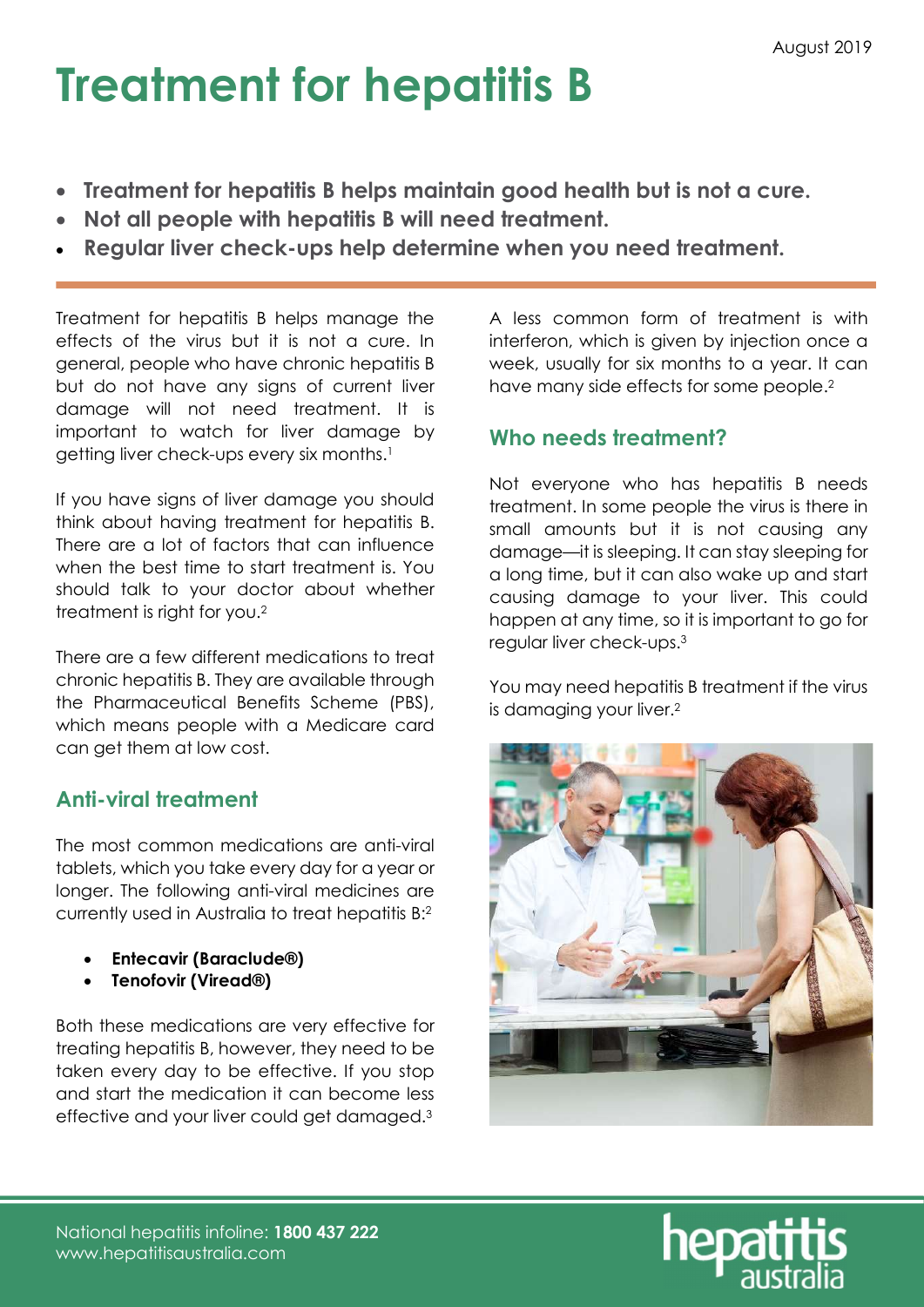August 2019

# Treatment for hepatitis B

- **Treatment for hepatitis B helps maintain good health but is not a cure.**
- **Not all people with hepatitis B will need treatment.**
- **Regular liver check-ups help determine when you need treatment.**

Treatment for hepatitis B helps manage the effects of the virus but it is not a cure. In general, people who have chronic hepatitis B but do not have any signs of current liver damage will not need treatment. It is important to watch for liver damage by getting liver check-ups every six months.[1]

If you have signs of liver damage you should think about having treatment for hepatitis B. There are a lot of factors that can influence when the best time to start treatment is. You should talk to your doctor about whether treatment is right for you.[2]

There are a few different medications to treat chronic hepatitis B. They are available through the Pharmaceutical Benefits Scheme (PBS), which means people with a Medicare card can get them at low cost.

## Anti-viral treatment

The most common medications are anti-viral tablets, which you take every day for a year or longer. The following anti-viral medicines are currently used in Australia to treat hepatitis B:[2]

- **Entecavir (Baraclude®)**
- **Tenofovir (Viread®)**

Both these medications are very effective for treating hepatitis B, however, they need to be taken every day to be effective. If you stop and start the medication it can become less effective and your liver could get damaged.[3]

A less common form of treatment is with interferon, which is given by injection once a week, usually for six months to a year. It can have many side effects for some people.[2]

## Who needs treatment?

Not everyone who has hepatitis B needs treatment. In some people the virus is there in small amounts but it is not causing any damage—it is sleeping. It can stay sleeping for a long time, but it can also wake up and start causing damage to your liver. This could happen at any time, so it is important to go for regular liver check-ups.[3]

You may need hepatitis B treatment if the virus is damaging your liver.[2]

National hepatitis infoline: **1800 437 222**
www.hepatitisaustralia.com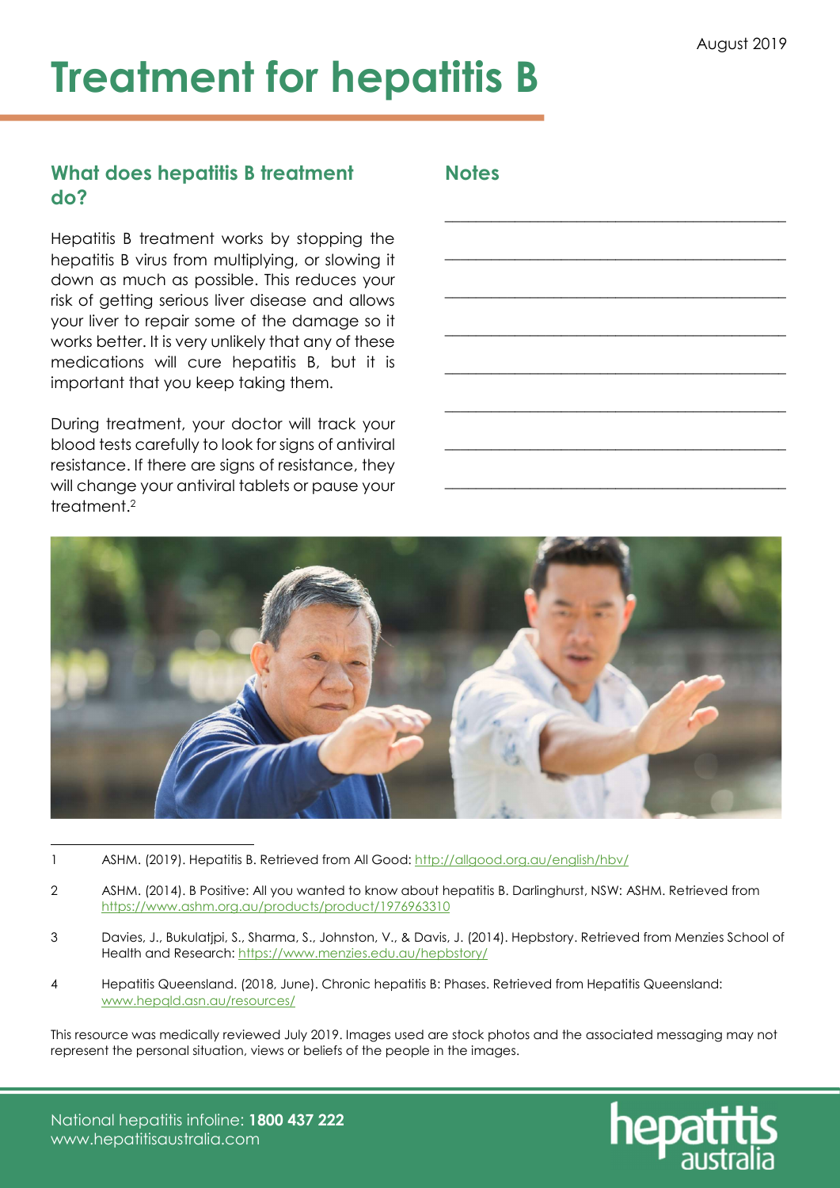August 2019

# Treatment for hepatitis B

## What does hepatitis B treatment do?

Hepatitis B treatment works by stopping the hepatitis B virus from multiplying, or slowing it down as much as possible. This reduces your risk of getting serious liver disease and allows your liver to repair some of the damage so it works better. It is very unlikely that any of these medications will cure hepatitis B, but it is important that you keep taking them.

During treatment, your doctor will track your blood tests carefully to look for signs of antiviral resistance. If there are signs of resistance, they will change your antiviral tablets or pause your treatment.[2]

## Notes

1. ASHM. (2019). Hepatitis B. Retrieved from All Good: http://allgood.org.au/english/hbv/
2. ASHM. (2014). B Positive: All you wanted to know about hepatitis B. Darlinghurst, NSW: ASHM. Retrieved from https://www.ashm.org.au/products/product/1976963310
3. Davies, J., Bukulatjpi, S., Sharma, S., Johnston, V., & Davis, J. (2014). Hepbstory. Retrieved from Menzies School of Health and Research: https://www.menzies.edu.au/hepbstory/
4. Hepatitis Queensland. (2018, June). Chronic hepatitis B: Phases. Retrieved from Hepatitis Queensland: www.hepqld.asn.au/resources/

This resource was medically reviewed July 2019. Images used are stock photos and the associated messaging may not represent the personal situation, views or beliefs of the people in the images.

National hepatitis infoline: **1800 437 222**
www.hepatitisaustralia.com